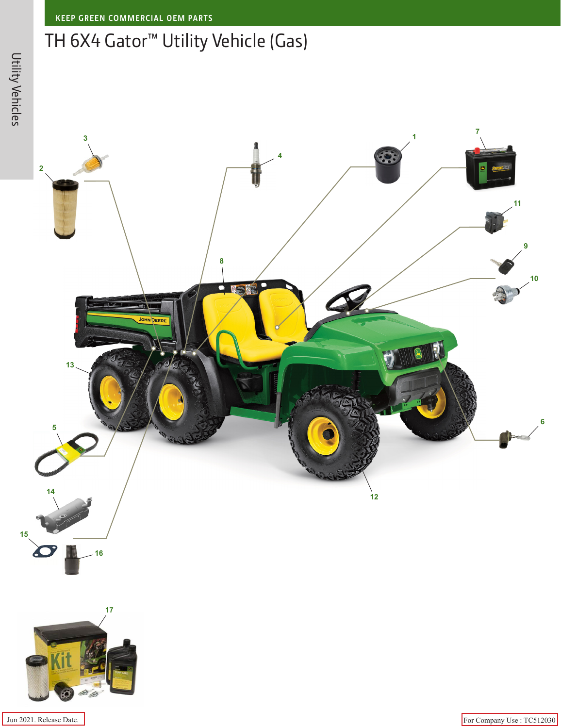KEEP GREEN COMMERCIAL OEM PARTS

# TH 6X4 Gator™ Utility Vehicle (Gas)

Utility Vehicles

Jun 2021. Release Date.

For Company Use : TC512030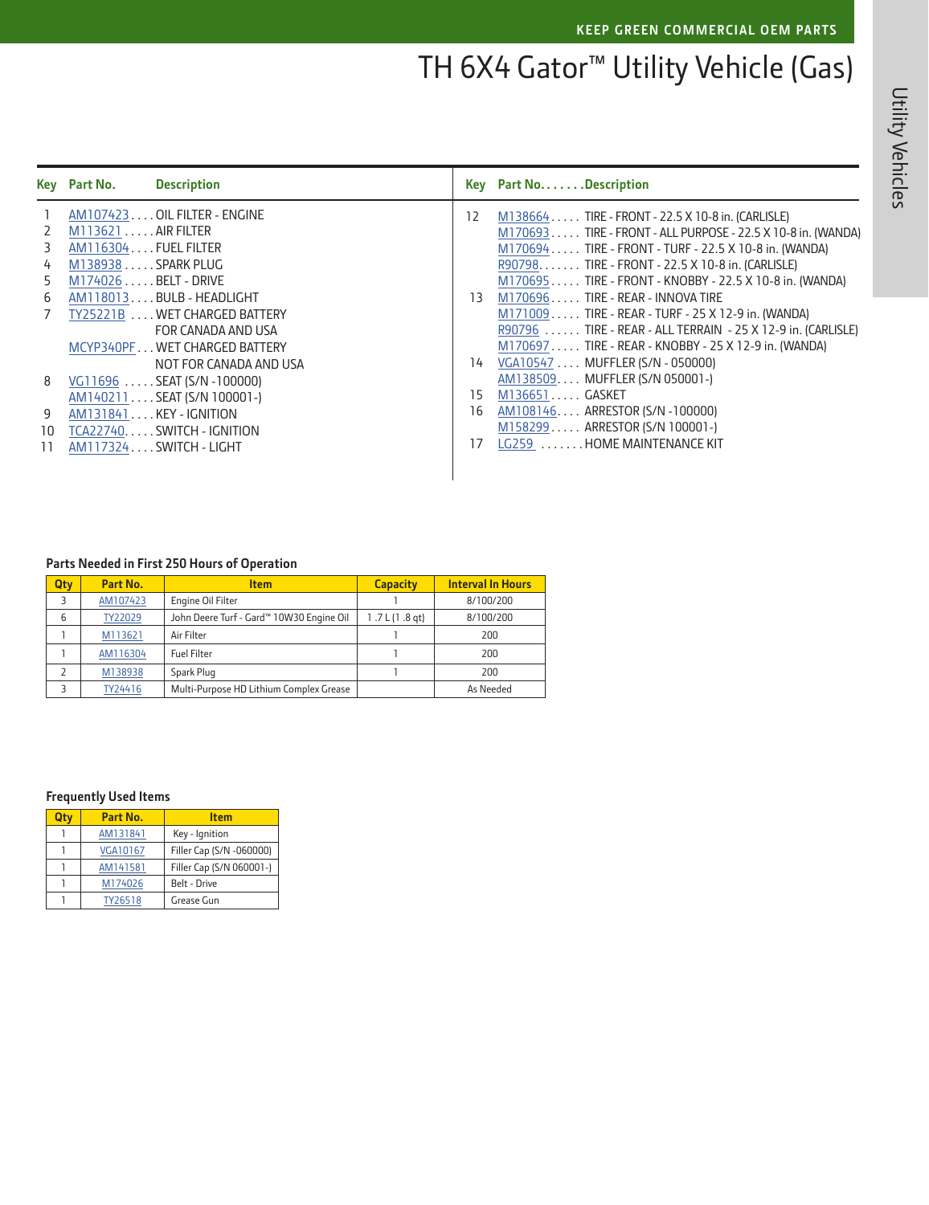# TH 6X4 Gator™ Utility Vehicle (Gas)

| Key | Part No. | Description |
|---|---|---|
| 1 | AM107423 | OIL FILTER - ENGINE |
| 2 | M113621 | AIR FILTER |
| 3 | AM116304 | FUEL FILTER |
| 4 | M138938 | SPARK PLUG |
| 5 | M174026 | BELT - DRIVE |
| 6 | AM118013 | BULB - HEADLIGHT |
| 7 | TY25221B | WET CHARGED BATTERY FOR CANADA AND USA |
| | MCYP340PF | WET CHARGED BATTERY NOT FOR CANADA AND USA |
| 8 | VG11696 | SEAT (S/N -100000) |
| | AM140211 | SEAT (S/N 100001-) |
| 9 | AM131841 | KEY - IGNITION |
| 10 | TCA22740 | SWITCH - IGNITION |
| 11 | AM117324 | SWITCH - LIGHT |
| 12 | M138664 | TIRE - FRONT - 22.5 X 10-8 in. (CARLISLE) |
| | M170693 | TIRE - FRONT - ALL PURPOSE - 22.5 X 10-8 in. (WANDA) |
| | M170694 | TIRE - FRONT - TURF - 22.5 X 10-8 in. (WANDA) |
| | R90798 | TIRE - FRONT - 22.5 X 10-8 in. (CARLISLE) |
| | M170695 | TIRE - FRONT - KNOBBY - 22.5 X 10-8 in. (WANDA) |
| 13 | M170696 | TIRE - REAR - INNOVA TIRE |
| | M171009 | TIRE - REAR - TURF - 25 X 12-9 in. (WANDA) |
| | R90796 | TIRE - REAR - ALL TERRAIN - 25 X 12-9 in. (CARLISLE) |
| | M170697 | TIRE - REAR - KNOBBY - 25 X 12-9 in. (WANDA) |
| 14 | VGA10547 | MUFFLER (S/N - 050000) |
| | AM138509 | MUFFLER (S/N 050001-) |
| 15 | M136651 | GASKET |
| 16 | AM108146 | ARRESTOR (S/N -100000) |
| | M158299 | ARRESTOR (S/N 100001-) |
| 17 | LG259 | HOME MAINTENANCE KIT |

## Parts Needed in First 250 Hours of Operation

| Qty | Part No. | Item | Capacity | Interval In Hours |
|---|---|---|---|---|
| 3 | AM107423 | Engine Oil Filter | 1 | 8/100/200 |
| 6 | TY22029 | John Deere Turf - Gard™ 10W30 Engine Oil | 1 .7 L (1 .8 qt) | 8/100/200 |
| 1 | M113621 | Air Filter | 1 | 200 |
| 1 | AM116304 | Fuel Filter | 1 | 200 |
| 2 | M138938 | Spark Plug | 1 | 200 |
| 3 | TY24416 | Multi-Purpose HD Lithium Complex Grease | | As Needed |

## Frequently Used Items

| Qty | Part No. | Item |
|---|---|---|
| 1 | AM131841 | Key - Ignition |
| 1 | VGA10167 | Filler Cap (S/N -060000) |
| 1 | AM141581 | Filler Cap (S/N 060001-) |
| 1 | M174026 | Belt - Drive |
| 1 | TY26518 | Grease Gun |